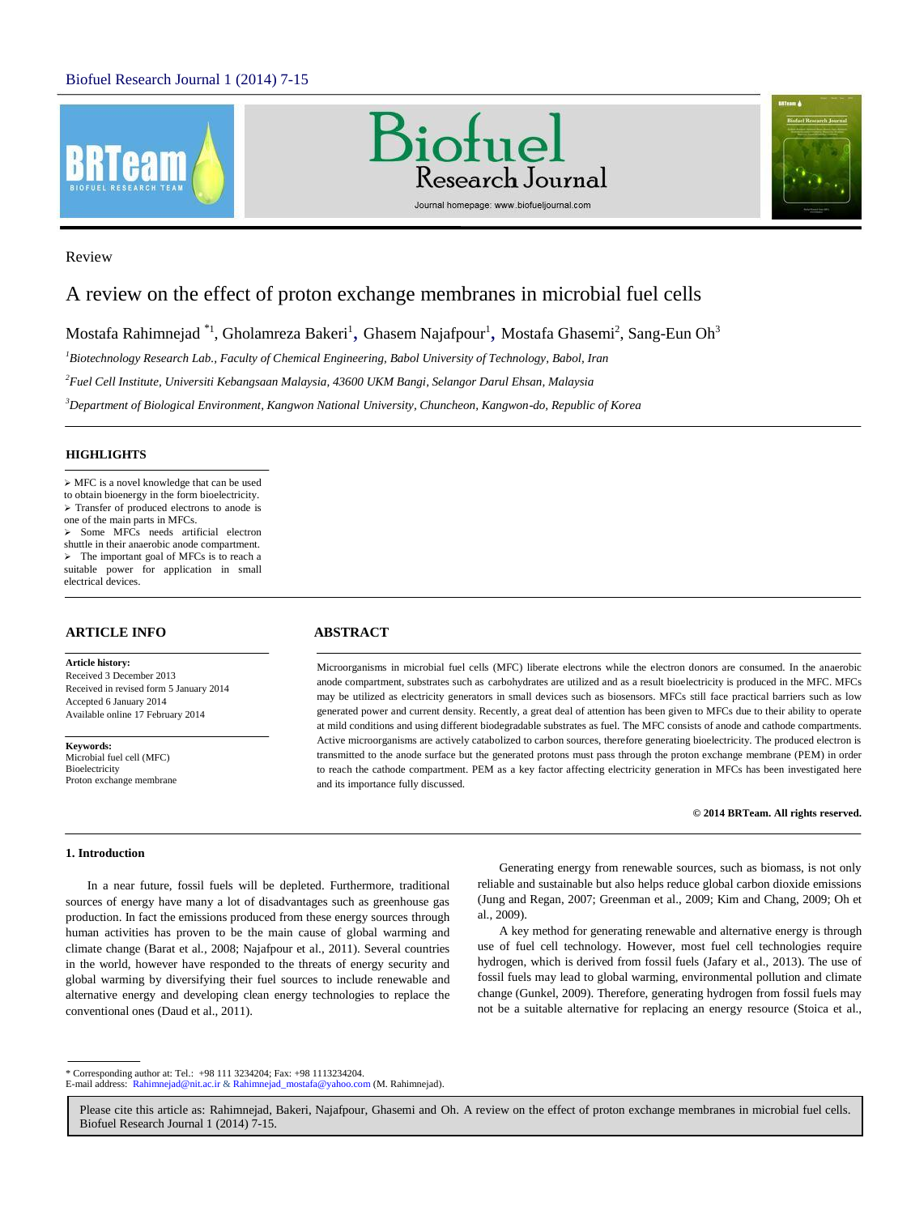Review

# A review on the effect of proton exchange membranes in microbial fuel cells

Mostafa Rahimnejad [*1], Gholamreza Bakeri[1], Ghasem Najafpour[1], Mostafa Ghasemi[2], Sang-Eun Oh[3]

[1]*Biotechnology Research Lab., Faculty of Chemical Engineering, Babol University of Technology, Babol, Iran*

[2]*Fuel Cell Institute, Universiti Kebangsaan Malaysia, 43600 UKM Bangi, Selangor Darul Ehsan, Malaysia*

[3]*Department of Biological Environment, Kangwon National University, Chuncheon, Kangwon-do, Republic of Korea*

## HIGHLIGHTS

- MFC is a novel knowledge that can be used to obtain bioenergy in the form bioelectricity.
- Transfer of produced electrons to anode is one of the main parts in MFCs.
- Some MFCs needs artificial electron shuttle in their anaerobic anode compartment.
- The important goal of MFCs is to reach a suitable power for application in small electrical devices.

## ARTICLE INFO

**Article history:**
Received 3 December 2013
Received in revised form 5 January 2014
Accepted 6 January 2014
Available online 17 February 2014

**Keywords:**
Microbial fuel cell (MFC)
Bioelectricity
Proton exchange membrane

## ABSTRACT

Microorganisms in microbial fuel cells (MFC) liberate electrons while the electron donors are consumed. In the anaerobic anode compartment, substrates such as carbohydrates are utilized and as a result bioelectricity is produced in the MFC. MFCs may be utilized as electricity generators in small devices such as biosensors. MFCs still face practical barriers such as low generated power and current density. Recently, a great deal of attention has been given to MFCs due to their ability to operate at mild conditions and using different biodegradable substrates as fuel. The MFC consists of anode and cathode compartments. Active microorganisms are actively catabolized to carbon sources, therefore generating bioelectricity. The produced electron is transmitted to the anode surface but the generated protons must pass through the proton exchange membrane (PEM) in order to reach the cathode compartment. PEM as a key factor affecting electricity generation in MFCs has been investigated here and its importance fully discussed.

**© 2014 BRTeam. All rights reserved.**

## 1. Introduction

In a near future, fossil fuels will be depleted. Furthermore, traditional sources of energy have many a lot of disadvantages such as greenhouse gas production. In fact the emissions produced from these energy sources through human activities has proven to be the main cause of global warming and climate change (Barat et al., 2008; Najafpour et al., 2011). Several countries in the world, however have responded to the threats of energy security and global warming by diversifying their fuel sources to include renewable and alternative energy and developing clean energy technologies to replace the conventional ones (Daud et al., 2011).

Generating energy from renewable sources, such as biomass, is not only reliable and sustainable but also helps reduce global carbon dioxide emissions (Jung and Regan, 2007; Greenman et al., 2009; Kim and Chang, 2009; Oh et al., 2009).

A key method for generating renewable and alternative energy is through use of fuel cell technology. However, most fuel cell technologies require hydrogen, which is derived from fossil fuels (Jafary et al., 2013). The use of fossil fuels may lead to global warming, environmental pollution and climate change (Gunkel, 2009). Therefore, generating hydrogen from fossil fuels may not be a suitable alternative for replacing an energy resource (Stoica et al.,

* Corresponding author at: Tel.: +98 111 3234204; Fax: +98 1113234204.
E-mail address: Rahimnejad@nit.ac.ir & Rahimnejad_mostafa@yahoo.com (M. Rahimnejad).

Please cite this article as: Rahimnejad, Bakeri, Najafpour, Ghasemi and Oh. A review on the effect of proton exchange membranes in microbial fuel cells. Biofuel Research Journal 1 (2014) 7-15.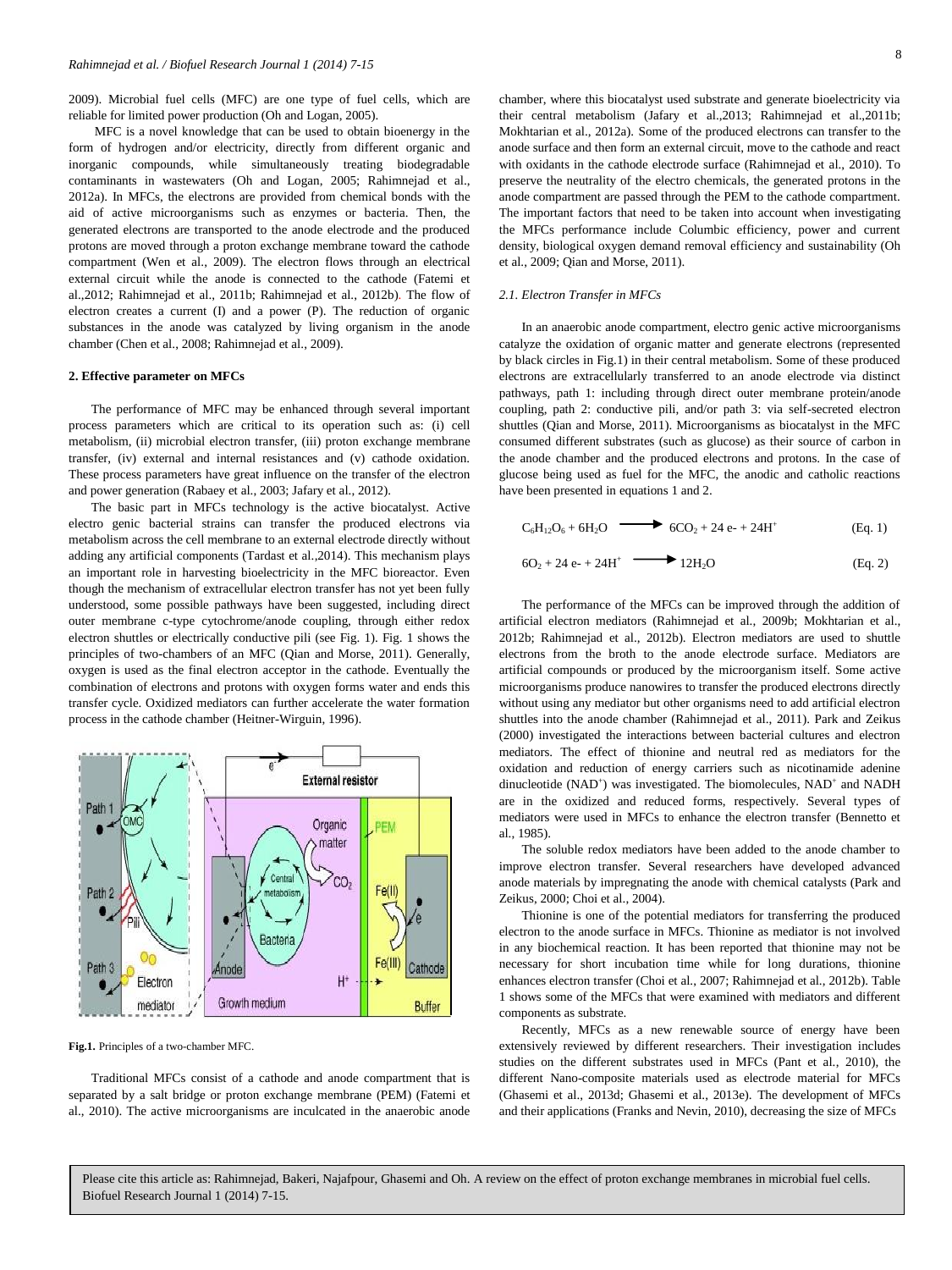2009). Microbial fuel cells (MFC) are one type of fuel cells, which are reliable for limited power production (Oh and Logan, 2005).

MFC is a novel knowledge that can be used to obtain bioenergy in the form of hydrogen and/or electricity, directly from different organic and inorganic compounds, while simultaneously treating biodegradable contaminants in wastewaters (Oh and Logan, 2005; Rahimnejad et al., 2012a). In MFCs, the electrons are provided from chemical bonds with the aid of active microorganisms such as enzymes or bacteria. Then, the generated electrons are transported to the anode electrode and the produced protons are moved through a proton exchange membrane toward the cathode compartment (Wen et al., 2009). The electron flows through an electrical external circuit while the anode is connected to the cathode (Fatemi et al.,2012; Rahimnejad et al., 2011b; Rahimnejad et al., 2012b). The flow of electron creates a current (I) and a power (P). The reduction of organic substances in the anode was catalyzed by living organism in the anode chamber (Chen et al., 2008; Rahimnejad et al., 2009).

## 2. Effective parameter on MFCs

The performance of MFC may be enhanced through several important process parameters which are critical to its operation such as: (i) cell metabolism, (ii) microbial electron transfer, (iii) proton exchange membrane transfer, (iv) external and internal resistances and (v) cathode oxidation. These process parameters have great influence on the transfer of the electron and power generation (Rabaey et al., 2003; Jafary et al., 2012).

The basic part in MFCs technology is the active biocatalyst. Active electro genic bacterial strains can transfer the produced electrons via metabolism across the cell membrane to an external electrode directly without adding any artificial components (Tardast et al.,2014). This mechanism plays an important role in harvesting bioelectricity in the MFC bioreactor. Even though the mechanism of extracellular electron transfer has not yet been fully understood, some possible pathways have been suggested, including direct outer membrane c-type cytochrome/anode coupling, through either redox electron shuttles or electrically conductive pili (see Fig. 1). Fig. 1 shows the principles of two-chambers of an MFC (Qian and Morse, 2011). Generally, oxygen is used as the final electron acceptor in the cathode. Eventually the combination of electrons and protons with oxygen forms water and ends this transfer cycle. Oxidized mediators can further accelerate the water formation process in the cathode chamber (Heitner-Wirguin, 1996).

**Fig.1.** Principles of a two-chamber MFC.

Traditional MFCs consist of a cathode and anode compartment that is separated by a salt bridge or proton exchange membrane (PEM) (Fatemi et al., 2010). The active microorganisms are inculcated in the anaerobic anode chamber, where this biocatalyst used substrate and generate bioelectricity via their central metabolism (Jafary et al.,2013; Rahimnejad et al.,2011b; Mokhtarian et al., 2012a). Some of the produced electrons can transfer to the anode surface and then form an external circuit, move to the cathode and react with oxidants in the cathode electrode surface (Rahimnejad et al., 2010). To preserve the neutrality of the electro chemicals, the generated protons in the anode compartment are passed through the PEM to the cathode compartment. The important factors that need to be taken into account when investigating the MFCs performance include Columbic efficiency, power and current density, biological oxygen demand removal efficiency and sustainability (Oh et al., 2009; Qian and Morse, 2011).

### *2.1. Electron Transfer in MFCs*

In an anaerobic anode compartment, electro genic active microorganisms catalyze the oxidation of organic matter and generate electrons (represented by black circles in Fig.1) in their central metabolism. Some of these produced electrons are extracellularly transferred to an anode electrode via distinct pathways, path 1: including through direct outer membrane protein/anode coupling, path 2: conductive pili, and/or path 3: via self-secreted electron shuttles (Qian and Morse, 2011). Microorganisms as biocatalyst in the MFC consumed different substrates (such as glucose) as their source of carbon in the anode chamber and the produced electrons and protons. In the case of glucose being used as fuel for the MFC, the anodic and catholic reactions have been presented in equations 1 and 2.

$$C_6H_{12}O_6 + 6H_2O \longrightarrow 6CO_2 + 24\,e^- + 24H^+ \quad \text{(Eq. 1)}$$

$$6O_2 + 24\,e^- + 24H^+ \longrightarrow 12H_2O \quad \text{(Eq. 2)}$$

The performance of the MFCs can be improved through the addition of artificial electron mediators (Rahimnejad et al., 2009b; Mokhtarian et al., 2012b; Rahimnejad et al., 2012b). Electron mediators are used to shuttle electrons from the broth to the anode electrode surface. Mediators are artificial compounds or produced by the microorganism itself. Some active microorganisms produce nanowires to transfer the produced electrons directly without using any mediator but other organisms need to add artificial electron shuttles into the anode chamber (Rahimnejad et al., 2011). Park and Zeikus (2000) investigated the interactions between bacterial cultures and electron mediators. The effect of thionine and neutral red as mediators for the oxidation and reduction of energy carriers such as nicotinamide adenine dinucleotide ($NAD^+$) was investigated. The biomolecules, $NAD^+$ and NADH are in the oxidized and reduced forms, respectively. Several types of mediators were used in MFCs to enhance the electron transfer (Bennetto et al., 1985).

The soluble redox mediators have been added to the anode chamber to improve electron transfer. Several researchers have developed advanced anode materials by impregnating the anode with chemical catalysts (Park and Zeikus, 2000; Choi et al., 2004).

Thionine is one of the potential mediators for transferring the produced electron to the anode surface in MFCs. Thionine as mediator is not involved in any biochemical reaction. It has been reported that thionine may not be necessary for short incubation time while for long durations, thionine enhances electron transfer (Choi et al., 2007; Rahimnejad et al., 2012b). Table 1 shows some of the MFCs that were examined with mediators and different components as substrate.

Recently, MFCs as a new renewable source of energy have been extensively reviewed by different researchers. Their investigation includes studies on the different substrates used in MFCs (Pant et al., 2010), the different Nano-composite materials used as electrode material for MFCs (Ghasemi et al., 2013d; Ghasemi et al., 2013e). The development of MFCs and their applications (Franks and Nevin, 2010), decreasing the size of MFCs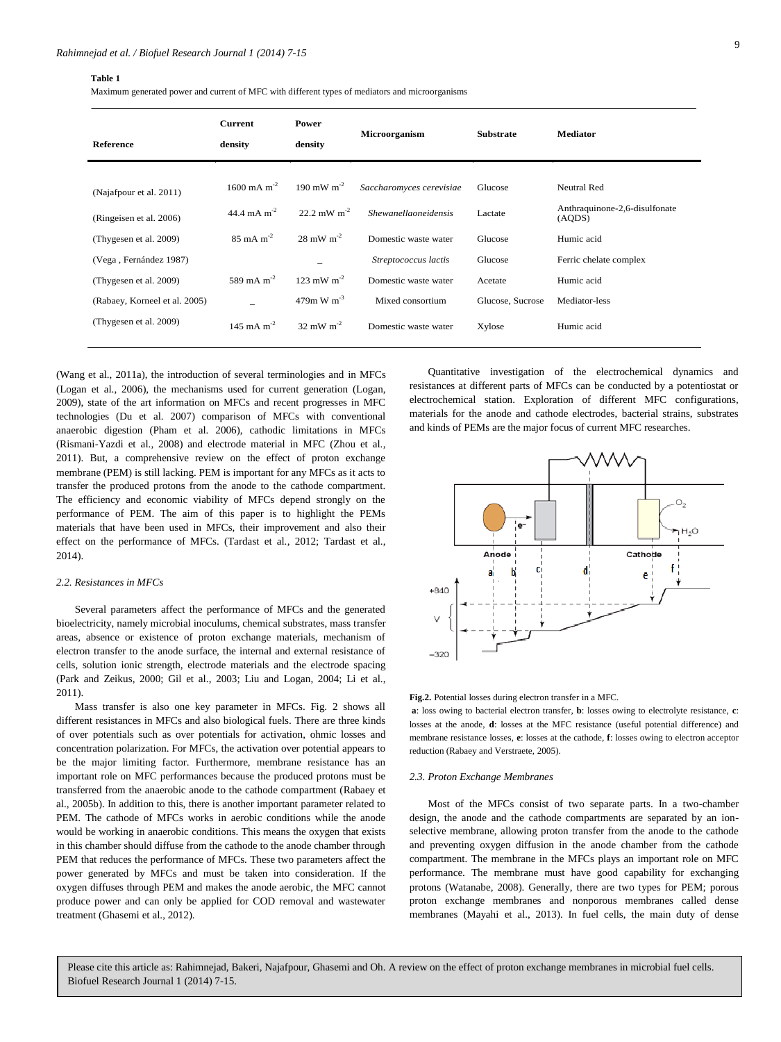**Table 1**

Maximum generated power and current of MFC with different types of mediators and microorganisms

| Reference | Current density | Power density | Microorganism | Substrate | Mediator |
|---|---|---|---|---|---|
| (Najafpour et al. 2011) | 1600 mA $m^{-2}$ | 190 mW $m^{-2}$ | *Saccharomyces cerevisiae* | Glucose | Neutral Red |
| (Ringeisen et al. 2006) | 44.4 mA $m^{-2}$ | 22.2 mW $m^{-2}$ | *Shewanellaoneidensis* | Lactate | Anthraquinone-2,6-disulfonate (AQDS) |
| (Thygesen et al. 2009) | 85 mA $m^{-2}$ | 28 mW $m^{-2}$ | Domestic waste water | Glucose | Humic acid |
| (Vega , Fernández 1987) | | _ | *Streptococcus lactis* | Glucose | Ferric chelate complex |
| (Thygesen et al. 2009) | 589 mA $m^{-2}$ | 123 mW $m^{-2}$ | Domestic waste water | Acetate | Humic acid |
| (Rabaey, Korneel et al. 2005) | _ | 479m W $m^{-3}$ | Mixed consortium | Glucose, Sucrose | Mediator-less |
| (Thygesen et al. 2009) | 145 mA $m^{-2}$ | 32 mW $m^{-2}$ | Domestic waste water | Xylose | Humic acid |

(Wang et al., 2011a), the introduction of several terminologies and in MFCs (Logan et al., 2006), the mechanisms used for current generation (Logan, 2009), state of the art information on MFCs and recent progresses in MFC technologies (Du et al. 2007) comparison of MFCs with conventional anaerobic digestion (Pham et al. 2006), cathodic limitations in MFCs (Rismani-Yazdi et al., 2008) and electrode material in MFC (Zhou et al., 2011). But, a comprehensive review on the effect of proton exchange membrane (PEM) is still lacking. PEM is important for any MFCs as it acts to transfer the produced protons from the anode to the cathode compartment. The efficiency and economic viability of MFCs depend strongly on the performance of PEM. The aim of this paper is to highlight the PEMs materials that have been used in MFCs, their improvement and also their effect on the performance of MFCs. (Tardast et al., 2012; Tardast et al., 2014).

### *2.2. Resistances in MFCs*

Several parameters affect the performance of MFCs and the generated bioelectricity, namely microbial inoculums, chemical substrates, mass transfer areas, absence or existence of proton exchange materials, mechanism of electron transfer to the anode surface, the internal and external resistance of cells, solution ionic strength, electrode materials and the electrode spacing (Park and Zeikus, 2000; Gil et al., 2003; Liu and Logan, 2004; Li et al., 2011).

Mass transfer is also one key parameter in MFCs. Fig. 2 shows all different resistances in MFCs and also biological fuels. There are three kinds of over potentials such as over potentials for activation, ohmic losses and concentration polarization. For MFCs, the activation over potential appears to be the major limiting factor. Furthermore, membrane resistance has an important role on MFC performances because the produced protons must be transferred from the anaerobic anode to the cathode compartment (Rabaey et al., 2005b). In addition to this, there is another important parameter related to PEM. The cathode of MFCs works in aerobic conditions while the anode would be working in anaerobic conditions. This means the oxygen that exists in this chamber should diffuse from the cathode to the anode chamber through PEM that reduces the performance of MFCs. These two parameters affect the power generated by MFCs and must be taken into consideration. If the oxygen diffuses through PEM and makes the anode aerobic, the MFC cannot produce power and can only be applied for COD removal and wastewater treatment (Ghasemi et al., 2012).

Quantitative investigation of the electrochemical dynamics and resistances at different parts of MFCs can be conducted by a potentiostat or electrochemical station. Exploration of different MFC configurations, materials for the anode and cathode electrodes, bacterial strains, substrates and kinds of PEMs are the major focus of current MFC researches.

**Fig.2.** Potential losses during electron transfer in a MFC.
**a**: loss owing to bacterial electron transfer, **b**: losses owing to electrolyte resistance, **c**: losses at the anode, **d**: losses at the MFC resistance (useful potential difference) and membrane resistance losses, **e**: losses at the cathode, **f**: losses owing to electron acceptor reduction (Rabaey and Verstraete, 2005).

### *2.3. Proton Exchange Membranes*

Most of the MFCs consist of two separate parts. In a two-chamber design, the anode and the cathode compartments are separated by an ion-selective membrane, allowing proton transfer from the anode to the cathode and preventing oxygen diffusion in the anode chamber from the cathode compartment. The membrane in the MFCs plays an important role on MFC performance. The membrane must have good capability for exchanging protons (Watanabe, 2008). Generally, there are two types for PEM; porous proton exchange membranes and nonporous membranes called dense membranes (Mayahi et al., 2013). In fuel cells, the main duty of dense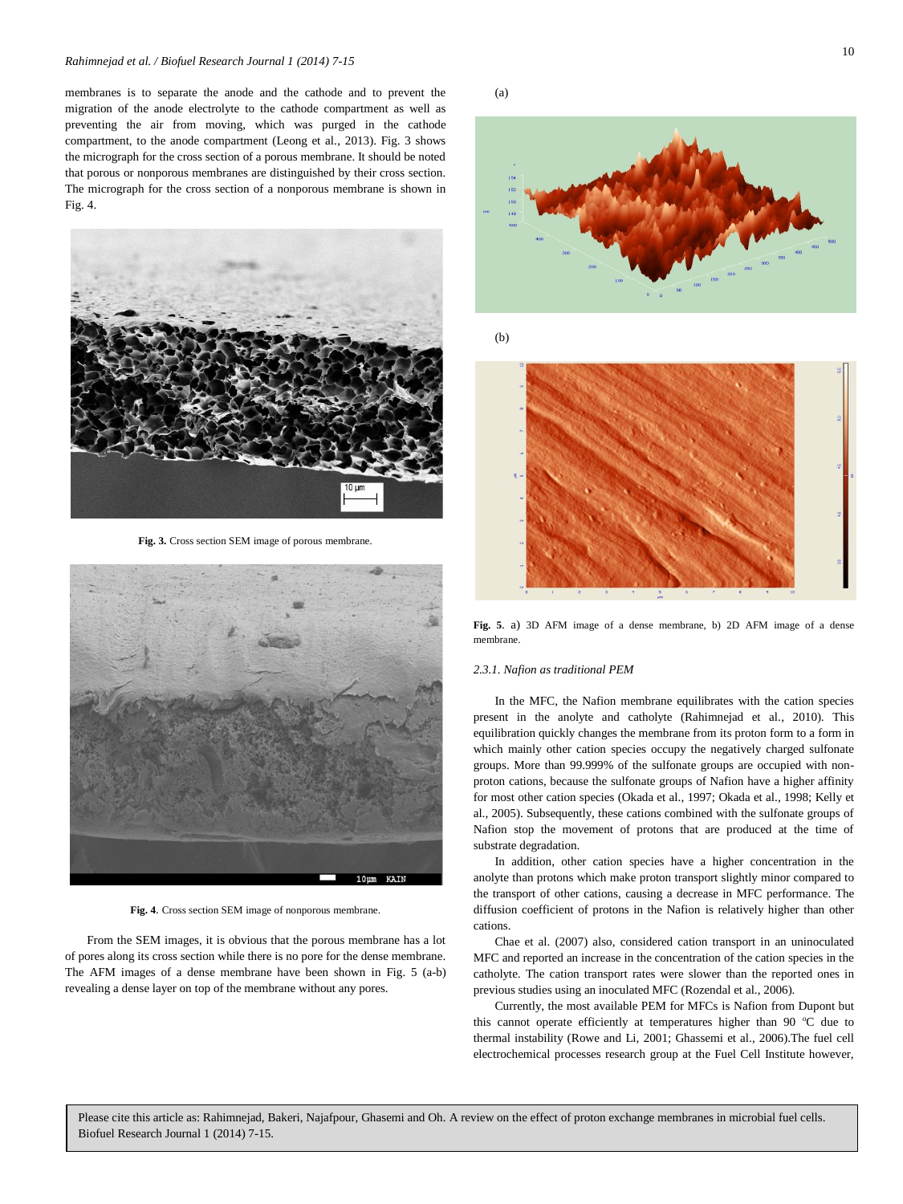membranes is to separate the anode and the cathode and to prevent the migration of the anode electrolyte to the cathode compartment as well as preventing the air from moving, which was purged in the cathode compartment, to the anode compartment (Leong et al., 2013). Fig. 3 shows the micrograph for the cross section of a porous membrane. It should be noted that porous or nonporous membranes are distinguished by their cross section. The micrograph for the cross section of a nonporous membrane is shown in Fig. 4.

**Fig. 3.** Cross section SEM image of porous membrane.

**Fig. 4.** Cross section SEM image of nonporous membrane.

From the SEM images, it is obvious that the porous membrane has a lot of pores along its cross section while there is no pore for the dense membrane. The AFM images of a dense membrane have been shown in Fig. 5 (a-b) revealing a dense layer on top of the membrane without any pores.

**Fig. 5.** a) 3D AFM image of a dense membrane, b) 2D AFM image of a dense membrane.

*2.3.1. Nafion as traditional PEM*

In the MFC, the Nafion membrane equilibrates with the cation species present in the anolyte and catholyte (Rahimnejad et al., 2010). This equilibration quickly changes the membrane from its proton form to a form in which mainly other cation species occupy the negatively charged sulfonate groups. More than 99.999% of the sulfonate groups are occupied with non-proton cations, because the sulfonate groups of Nafion have a higher affinity for most other cation species (Okada et al., 1997; Okada et al., 1998; Kelly et al., 2005). Subsequently, these cations combined with the sulfonate groups of Nafion stop the movement of protons that are produced at the time of substrate degradation.

In addition, other cation species have a higher concentration in the anolyte than protons which make proton transport slightly minor compared to the transport of other cations, causing a decrease in MFC performance. The diffusion coefficient of protons in the Nafion is relatively higher than other cations.

Chae et al. (2007) also, considered cation transport in an uninoculated MFC and reported an increase in the concentration of the cation species in the catholyte. The cation transport rates were slower than the reported ones in previous studies using an inoculated MFC (Rozendal et al., 2006).

Currently, the most available PEM for MFCs is Nafion from Dupont but this cannot operate efficiently at temperatures higher than 90 $^{o}$C due to thermal instability (Rowe and Li, 2001; Ghassemi et al., 2006).The fuel cell electrochemical processes research group at the Fuel Cell Institute however,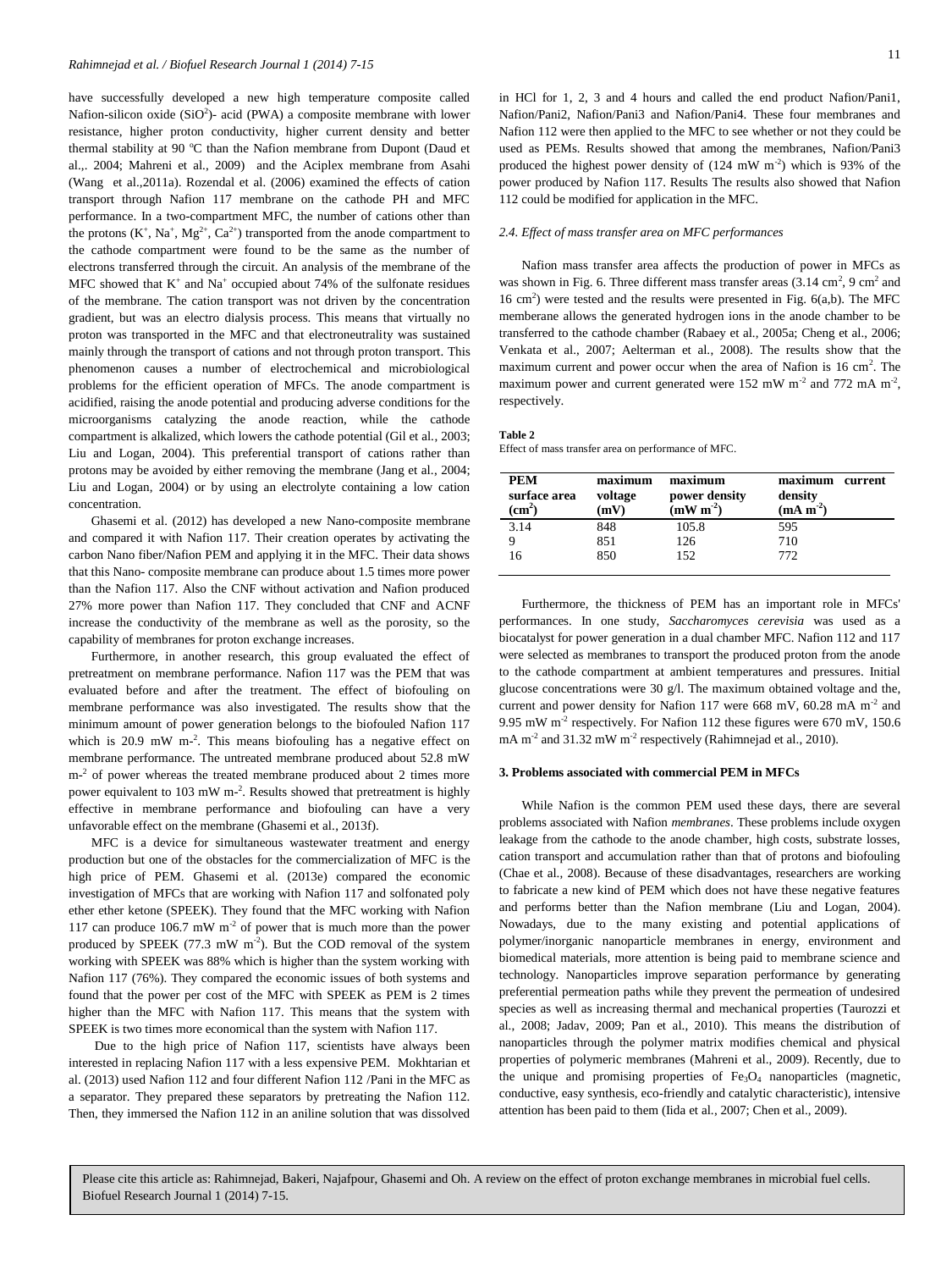have successfully developed a new high temperature composite called Nafion-silicon oxide ($SiO^2$)- acid (PWA) a composite membrane with lower resistance, higher proton conductivity, higher current density and better thermal stability at 90 ºC than the Nafion membrane from Dupont (Daud et al.,. 2004; Mahreni et al., 2009) and the Aciplex membrane from Asahi (Wang et al.,2011a). Rozendal et al. (2006) examined the effects of cation transport through Nafion 117 membrane on the cathode PH and MFC performance. In a two-compartment MFC, the number of cations other than the protons ($K^+$, $Na^+$, $Mg^{2+}$, $Ca^{2+}$) transported from the anode compartment to the cathode compartment were found to be the same as the number of electrons transferred through the circuit. An analysis of the membrane of the MFC showed that $K^+$ and $Na^+$ occupied about 74% of the sulfonate residues of the membrane. The cation transport was not driven by the concentration gradient, but was an electro dialysis process. This means that virtually no proton was transported in the MFC and that electroneutrality was sustained mainly through the transport of cations and not through proton transport. This phenomenon causes a number of electrochemical and microbiological problems for the efficient operation of MFCs. The anode compartment is acidified, raising the anode potential and producing adverse conditions for the microorganisms catalyzing the anode reaction, while the cathode compartment is alkalized, which lowers the cathode potential (Gil et al., 2003; Liu and Logan, 2004). This preferential transport of cations rather than protons may be avoided by either removing the membrane (Jang et al., 2004; Liu and Logan, 2004) or by using an electrolyte containing a low cation concentration.

Ghasemi et al. (2012) has developed a new Nano-composite membrane and compared it with Nafion 117. Their creation operates by activating the carbon Nano fiber/Nafion PEM and applying it in the MFC. Their data shows that this Nano- composite membrane can produce about 1.5 times more power than the Nafion 117. Also the CNF without activation and Nafion produced 27% more power than Nafion 117. They concluded that CNF and ACNF increase the conductivity of the membrane as well as the porosity, so the capability of membranes for proton exchange increases.

Furthermore, in another research, this group evaluated the effect of pretreatment on membrane performance. Nafion 117 was the PEM that was evaluated before and after the treatment. The effect of biofouling on membrane performance was also investigated. The results show that the minimum amount of power generation belongs to the biofouled Nafion 117 which is 20.9 mW $m^{-2}$. This means biofouling has a negative effect on membrane performance. The untreated membrane produced about 52.8 mW $m^{-2}$ of power whereas the treated membrane produced about 2 times more power equivalent to 103 mW $m^{-2}$. Results showed that pretreatment is highly effective in membrane performance and biofouling can have a very unfavorable effect on the membrane (Ghasemi et al., 2013f).

MFC is a device for simultaneous wastewater treatment and energy production but one of the obstacles for the commercialization of MFC is the high price of PEM. Ghasemi et al. (2013e) compared the economic investigation of MFCs that are working with Nafion 117 and solfonated poly ether ether ketone (SPEEK). They found that the MFC working with Nafion 117 can produce 106.7 mW $m^{-2}$ of power that is much more than the power produced by SPEEK (77.3 mW $m^{-2}$). But the COD removal of the system working with SPEEK was 88% which is higher than the system working with Nafion 117 (76%). They compared the economic issues of both systems and found that the power per cost of the MFC with SPEEK as PEM is 2 times higher than the MFC with Nafion 117. This means that the system with SPEEK is two times more economical than the system with Nafion 117.

Due to the high price of Nafion 117, scientists have always been interested in replacing Nafion 117 with a less expensive PEM. Mokhtarian et al. (2013) used Nafion 112 and four different Nafion 112 /Pani in the MFC as a separator. They prepared these separators by pretreating the Nafion 112. Then, they immersed the Nafion 112 in an aniline solution that was dissolved in HCl for 1, 2, 3 and 4 hours and called the end product Nafion/Pani1, Nafion/Pani2, Nafion/Pani3 and Nafion/Pani4. These four membranes and Nafion 112 were then applied to the MFC to see whether or not they could be used as PEMs. Results showed that among the membranes, Nafion/Pani3 produced the highest power density of (124 mW $m^{-2}$) which is 93% of the power produced by Nafion 117. Results The results also showed that Nafion 112 could be modified for application in the MFC.

### *2.4. Effect of mass transfer area on MFC performances*

Nafion mass transfer area affects the production of power in MFCs as was shown in Fig. 6. Three different mass transfer areas (3.14 $cm^2$, 9 $cm^2$ and 16 $cm^2$) were tested and the results were presented in Fig. 6(a,b). The MFC memberane allows the generated hydrogen ions in the anode chamber to be transferred to the cathode chamber (Rabaey et al., 2005a; Cheng et al., 2006; Venkata et al., 2007; Aelterman et al., 2008). The results show that the maximum current and power occur when the area of Nafion is 16 $cm^2$. The maximum power and current generated were 152 mW $m^{-2}$ and 772 mA $m^{-2}$, respectively.

**Table 2**
Effect of mass transfer area on performance of MFC.

| PEM surface area ($cm^2$) | maximum voltage (mV) | maximum power density (mW $m^{-2}$) | maximum current density (mA $m^{-2}$) |
|---|---|---|---|
| 3.14 | 848 | 105.8 | 595 |
| 9 | 851 | 126 | 710 |
| 16 | 850 | 152 | 772 |

Furthermore, the thickness of PEM has an important role in MFCs' performances. In one study, *Saccharomyces cerevisia* was used as a biocatalyst for power generation in a dual chamber MFC. Nafion 112 and 117 were selected as membranes to transport the produced proton from the anode to the cathode compartment at ambient temperatures and pressures. Initial glucose concentrations were 30 g/l. The maximum obtained voltage and the, current and power density for Nafion 117 were 668 mV, 60.28 mA $m^{-2}$ and 9.95 mW $m^{-2}$ respectively. For Nafion 112 these figures were 670 mV, 150.6 mA $m^{-2}$ and 31.32 mW $m^{-2}$ respectively (Rahimnejad et al., 2010).

## 3. Problems associated with commercial PEM in MFCs

While Nafion is the common PEM used these days, there are several problems associated with Nafion *membranes*. These problems include oxygen leakage from the cathode to the anode chamber, high costs, substrate losses, cation transport and accumulation rather than that of protons and biofouling (Chae et al., 2008). Because of these disadvantages, researchers are working to fabricate a new kind of PEM which does not have these negative features and performs better than the Nafion membrane (Liu and Logan, 2004). Nowadays, due to the many existing and potential applications of polymer/inorganic nanoparticle membranes in energy, environment and biomedical materials, more attention is being paid to membrane science and technology. Nanoparticles improve separation performance by generating preferential permeation paths while they prevent the permeation of undesired species as well as increasing thermal and mechanical properties (Taurozzi et al., 2008; Jadav, 2009; Pan et al., 2010). This means the distribution of nanoparticles through the polymer matrix modifies chemical and physical properties of polymeric membranes (Mahreni et al., 2009). Recently, due to the unique and promising properties of $Fe_3O_4$ nanoparticles (magnetic, conductive, easy synthesis, eco-friendly and catalytic characteristic), intensive attention has been paid to them (Iida et al., 2007; Chen et al., 2009).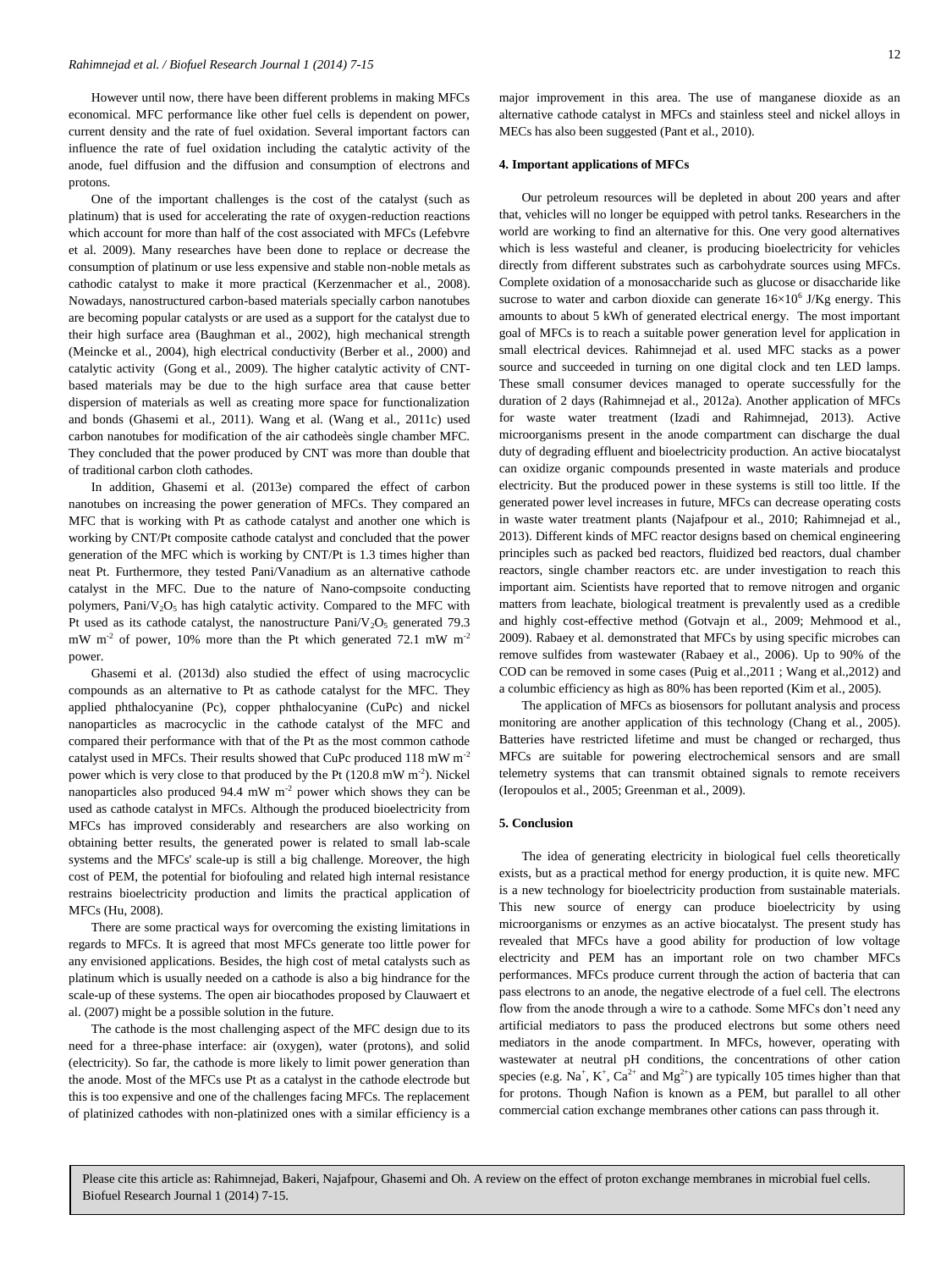However until now, there have been different problems in making MFCs economical. MFC performance like other fuel cells is dependent on power, current density and the rate of fuel oxidation. Several important factors can influence the rate of fuel oxidation including the catalytic activity of the anode, fuel diffusion and the diffusion and consumption of electrons and protons.

One of the important challenges is the cost of the catalyst (such as platinum) that is used for accelerating the rate of oxygen-reduction reactions which account for more than half of the cost associated with MFCs (Lefebvre et al. 2009). Many researches have been done to replace or decrease the consumption of platinum or use less expensive and stable non-noble metals as cathodic catalyst to make it more practical (Kerzenmacher et al., 2008). Nowadays, nanostructured carbon-based materials specially carbon nanotubes are becoming popular catalysts or are used as a support for the catalyst due to their high surface area (Baughman et al., 2002), high mechanical strength (Meincke et al., 2004), high electrical conductivity (Berber et al., 2000) and catalytic activity (Gong et al., 2009). The higher catalytic activity of CNT-based materials may be due to the high surface area that cause better dispersion of materials as well as creating more space for functionalization and bonds (Ghasemi et al., 2011). Wang et al. (Wang et al., 2011c) used carbon nanotubes for modification of the air cathodeès single chamber MFC. They concluded that the power produced by CNT was more than double that of traditional carbon cloth cathodes.

In addition, Ghasemi et al. (2013e) compared the effect of carbon nanotubes on increasing the power generation of MFCs. They compared an MFC that is working with Pt as cathode catalyst and another one which is working by CNT/Pt composite cathode catalyst and concluded that the power generation of the MFC which is working by CNT/Pt is 1.3 times higher than neat Pt. Furthermore, they tested Pani/Vanadium as an alternative cathode catalyst in the MFC. Due to the nature of Nano-compsoite conducting polymers, Pani/$V_2O_5$ has high catalytic activity. Compared to the MFC with Pt used as its cathode catalyst, the nanostructure Pani/$V_2O_5$ generated 79.3 mW $m^{-2}$ of power, 10% more than the Pt which generated 72.1 mW $m^{-2}$ power.

Ghasemi et al. (2013d) also studied the effect of using macrocyclic compounds as an alternative to Pt as cathode catalyst for the MFC. They applied phthalocyanine (Pc), copper phthalocyanine (CuPc) and nickel nanoparticles as macrocyclic in the cathode catalyst of the MFC and compared their performance with that of the Pt as the most common cathode catalyst used in MFCs. Their results showed that CuPc produced 118 mW $m^{-2}$ power which is very close to that produced by the Pt (120.8 mW $m^{-2}$). Nickel nanoparticles also produced 94.4 mW $m^{-2}$ power which shows they can be used as cathode catalyst in MFCs. Although the produced bioelectricity from MFCs has improved considerably and researchers are also working on obtaining better results, the generated power is related to small lab-scale systems and the MFCs' scale-up is still a big challenge. Moreover, the high cost of PEM, the potential for biofouling and related high internal resistance restrains bioelectricity production and limits the practical application of MFCs (Hu, 2008).

There are some practical ways for overcoming the existing limitations in regards to MFCs. It is agreed that most MFCs generate too little power for any envisioned applications. Besides, the high cost of metal catalysts such as platinum which is usually needed on a cathode is also a big hindrance for the scale-up of these systems. The open air biocathodes proposed by Clauwaert et al. (2007) might be a possible solution in the future.

The cathode is the most challenging aspect of the MFC design due to its need for a three-phase interface: air (oxygen), water (protons), and solid (electricity). So far, the cathode is more likely to limit power generation than the anode. Most of the MFCs use Pt as a catalyst in the cathode electrode but this is too expensive and one of the challenges facing MFCs. The replacement of platinized cathodes with non-platinized ones with a similar efficiency is a major improvement in this area. The use of manganese dioxide as an alternative cathode catalyst in MFCs and stainless steel and nickel alloys in MECs has also been suggested (Pant et al., 2010).

## 4. Important applications of MFCs

Our petroleum resources will be depleted in about 200 years and after that, vehicles will no longer be equipped with petrol tanks. Researchers in the world are working to find an alternative for this. One very good alternatives which is less wasteful and cleaner, is producing bioelectricity for vehicles directly from different substrates such as carbohydrate sources using MFCs. Complete oxidation of a monosaccharide such as glucose or disaccharide like sucrose to water and carbon dioxide can generate $16\times10^6$ J/Kg energy. This amounts to about 5 kWh of generated electrical energy. The most important goal of MFCs is to reach a suitable power generation level for application in small electrical devices. Rahimnejad et al. used MFC stacks as a power source and succeeded in turning on one digital clock and ten LED lamps. These small consumer devices managed to operate successfully for the duration of 2 days (Rahimnejad et al., 2012a). Another application of MFCs for waste water treatment (Izadi and Rahimnejad, 2013). Active microorganisms present in the anode compartment can discharge the dual duty of degrading effluent and bioelectricity production. An active biocatalyst can oxidize organic compounds presented in waste materials and produce electricity. But the produced power in these systems is still too little. If the generated power level increases in future, MFCs can decrease operating costs in waste water treatment plants (Najafpour et al., 2010; Rahimnejad et al., 2013). Different kinds of MFC reactor designs based on chemical engineering principles such as packed bed reactors, fluidized bed reactors, dual chamber reactors, single chamber reactors etc. are under investigation to reach this important aim. Scientists have reported that to remove nitrogen and organic matters from leachate, biological treatment is prevalently used as a credible and highly cost-effective method (Gotvajn et al., 2009; Mehmood et al., 2009). Rabaey et al. demonstrated that MFCs by using specific microbes can remove sulfides from wastewater (Rabaey et al., 2006). Up to 90% of the COD can be removed in some cases (Puig et al.,2011 ; Wang et al.,2012) and a columbic efficiency as high as 80% has been reported (Kim et al., 2005).

The application of MFCs as biosensors for pollutant analysis and process monitoring are another application of this technology (Chang et al., 2005). Batteries have restricted lifetime and must be changed or recharged, thus MFCs are suitable for powering electrochemical sensors and are small telemetry systems that can transmit obtained signals to remote receivers (Ieropoulos et al., 2005; Greenman et al., 2009).

## 5. Conclusion

The idea of generating electricity in biological fuel cells theoretically exists, but as a practical method for energy production, it is quite new. MFC is a new technology for bioelectricity production from sustainable materials. This new source of energy can produce bioelectricity by using microorganisms or enzymes as an active biocatalyst. The present study has revealed that MFCs have a good ability for production of low voltage electricity and PEM has an important role on two chamber MFCs performances. MFCs produce current through the action of bacteria that can pass electrons to an anode, the negative electrode of a fuel cell. The electrons flow from the anode through a wire to a cathode. Some MFCs don't need any artificial mediators to pass the produced electrons but some others need mediators in the anode compartment. In MFCs, however, operating with wastewater at neutral pH conditions, the concentrations of other cation species (e.g. $Na^+$, $K^+$, $Ca^{2+}$ and $Mg^{2+}$) are typically 105 times higher than that for protons. Though Nafion is known as a PEM, but parallel to all other commercial cation exchange membranes other cations can pass through it.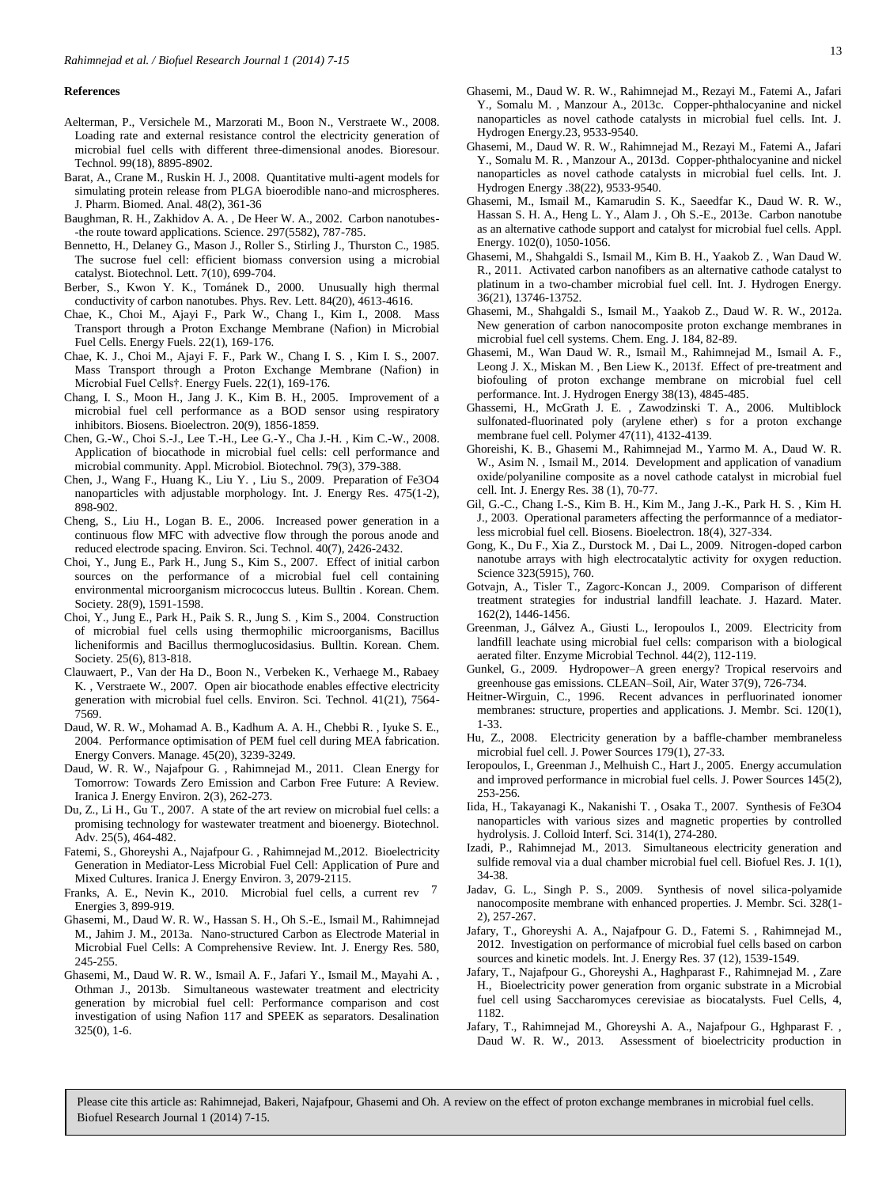### References

Aelterman, P., Versichele M., Marzorati M., Boon N., Verstraete W., 2008. Loading rate and external resistance control the electricity generation of microbial fuel cells with different three-dimensional anodes. Bioresour. Technol. 99(18), 8895-8902.

Barat, A., Crane M., Ruskin H. J., 2008. Quantitative multi-agent models for simulating protein release from PLGA bioerodible nano-and microspheres. J. Pharm. Biomed. Anal. 48(2), 361-36

Baughman, R. H., Zakhidov A. A. , De Heer W. A., 2002. Carbon nanotubes--the route toward applications. Science. 297(5582), 787-785.

Bennetto, H., Delaney G., Mason J., Roller S., Stirling J., Thurston C., 1985. The sucrose fuel cell: efficient biomass conversion using a microbial catalyst. Biotechnol. Lett. 7(10), 699-704.

Berber, S., Kwon Y. K., Tománek D., 2000. Unusually high thermal conductivity of carbon nanotubes. Phys. Rev. Lett. 84(20), 4613-4616.

Chae, K., Choi M., Ajayi F., Park W., Chang I., Kim I., 2008. Mass Transport through a Proton Exchange Membrane (Nafion) in Microbial Fuel Cells. Energy Fuels. 22(1), 169-176.

Chae, K. J., Choi M., Ajayi F. F., Park W., Chang I. S. , Kim I. S., 2007. Mass Transport through a Proton Exchange Membrane (Nafion) in Microbial Fuel Cells†. Energy Fuels. 22(1), 169-176.

Chang, I. S., Moon H., Jang J. K., Kim B. H., 2005. Improvement of a microbial fuel cell performance as a BOD sensor using respiratory inhibitors. Biosens. Bioelectron. 20(9), 1856-1859.

Chen, G.-W., Choi S.-J., Lee T.-H., Lee G.-Y., Cha J.-H. , Kim C.-W., 2008. Application of biocathode in microbial fuel cells: cell performance and microbial community. Appl. Microbiol. Biotechnol. 79(3), 379-388.

Chen, J., Wang F., Huang K., Liu Y. , Liu S., 2009. Preparation of Fe3O4 nanoparticles with adjustable morphology. Int. J. Energy Res. 475(1-2), 898-902.

Cheng, S., Liu H., Logan B. E., 2006. Increased power generation in a continuous flow MFC with advective flow through the porous anode and reduced electrode spacing. Environ. Sci. Technol. 40(7), 2426-2432.

Choi, Y., Jung E., Park H., Jung S., Kim S., 2007. Effect of initial carbon sources on the performance of a microbial fuel cell containing environmental microorganism micrococcus luteus. Bulltin . Korean. Chem. Society. 28(9), 1591-1598.

Choi, Y., Jung E., Park H., Paik S. R., Jung S. , Kim S., 2004. Construction of microbial fuel cells using thermophilic microorganisms, Bacillus licheniformis and Bacillus thermoglucosidasius. Bulltin. Korean. Chem. Society. 25(6), 813-818.

Clauwaert, P., Van der Ha D., Boon N., Verbeken K., Verhaege M., Rabaey K. , Verstraete W., 2007. Open air biocathode enables effective electricity generation with microbial fuel cells. Environ. Sci. Technol. 41(21), 7564-7569.

Daud, W. R. W., Mohamad A. B., Kadhum A. A. H., Chebbi R. , Iyuke S. E., 2004. Performance optimisation of PEM fuel cell during MEA fabrication. Energy Convers. Manage. 45(20), 3239-3249.

Daud, W. R. W., Najafpour G. , Rahimnejad M., 2011. Clean Energy for Tomorrow: Towards Zero Emission and Carbon Free Future: A Review. Iranica J. Energy Environ. 2(3), 262-273.

Du, Z., Li H., Gu T., 2007. A state of the art review on microbial fuel cells: a promising technology for wastewater treatment and bioenergy. Biotechnol. Adv. 25(5), 464-482.

Fatemi, S., Ghoreyshi A., Najafpour G. , Rahimnejad M.,2012. Bioelectricity Generation in Mediator-Less Microbial Fuel Cell: Application of Pure and Mixed Cultures. Iranica J. Energy Environ. 3, 2079-2115.

Franks, A. E., Nevin K., 2010. Microbial fuel cells, a current rev 7 Energies 3, 899-919.

Ghasemi, M., Daud W. R. W., Hassan S. H., Oh S.-E., Ismail M., Rahimnejad M., Jahim J. M., 2013a. Nano-structured Carbon as Electrode Material in Microbial Fuel Cells: A Comprehensive Review. Int. J. Energy Res. 580, 245-255.

Ghasemi, M., Daud W. R. W., Ismail A. F., Jafari Y., Ismail M., Mayahi A. , Othman J., 2013b. Simultaneous wastewater treatment and electricity generation by microbial fuel cell: Performance comparison and cost investigation of using Nafion 117 and SPEEK as separators. Desalination 325(0), 1-6.

Ghasemi, M., Daud W. R. W., Rahimnejad M., Rezayi M., Fatemi A., Jafari Y., Somalu M. , Manzour A., 2013c. Copper-phthalocyanine and nickel nanoparticles as novel cathode catalysts in microbial fuel cells. Int. J. Hydrogen Energy.23, 9533-9540.

Ghasemi, M., Daud W. R. W., Rahimnejad M., Rezayi M., Fatemi A., Jafari Y., Somalu M. R. , Manzour A., 2013d. Copper-phthalocyanine and nickel nanoparticles as novel cathode catalysts in microbial fuel cells. Int. J. Hydrogen Energy .38(22), 9533-9540.

Ghasemi, M., Ismail M., Kamarudin S. K., Saeedfar K., Daud W. R. W., Hassan S. H. A., Heng L. Y., Alam J. , Oh S.-E., 2013e. Carbon nanotube as an alternative cathode support and catalyst for microbial fuel cells. Appl. Energy. 102(0), 1050-1056.

Ghasemi, M., Shahgaldi S., Ismail M., Kim B. H., Yaakob Z. , Wan Daud W. R., 2011. Activated carbon nanofibers as an alternative cathode catalyst to platinum in a two-chamber microbial fuel cell. Int. J. Hydrogen Energy. 36(21), 13746-13752.

Ghasemi, M., Shahgaldi S., Ismail M., Yaakob Z., Daud W. R. W., 2012a. New generation of carbon nanocomposite proton exchange membranes in microbial fuel cell systems. Chem. Eng. J. 184, 82-89.

Ghasemi, M., Wan Daud W. R., Ismail M., Rahimnejad M., Ismail A. F., Leong J. X., Miskan M. , Ben Liew K., 2013f. Effect of pre-treatment and biofouling of proton exchange membrane on microbial fuel cell performance. Int. J. Hydrogen Energy 38(13), 4845-485.

Ghassemi, H., McGrath J. E. , Zawodzinski T. A., 2006. Multiblock sulfonated-fluorinated poly (arylene ether) s for a proton exchange membrane fuel cell. Polymer 47(11), 4132-4139.

Ghoreishi, K. B., Ghasemi M., Rahimnejad M., Yarmo M. A., Daud W. R. W., Asim N. , Ismail M., 2014. Development and application of vanadium oxide/polyaniline composite as a novel cathode catalyst in microbial fuel cell. Int. J. Energy Res. 38 (1), 70-77.

Gil, G.-C., Chang I.-S., Kim B. H., Kim M., Jang J.-K., Park H. S. , Kim H. J., 2003. Operational parameters affecting the performannce of a mediator-less microbial fuel cell. Biosens. Bioelectron. 18(4), 327-334.

Gong, K., Du F., Xia Z., Durstock M. , Dai L., 2009. Nitrogen-doped carbon nanotube arrays with high electrocatalytic activity for oxygen reduction. Science 323(5915), 760.

Gotvajn, A., Tisler T., Zagorc-Koncan J., 2009. Comparison of different treatment strategies for industrial landfill leachate. J. Hazard. Mater. 162(2), 1446-1456.

Greenman, J., Gálvez A., Giusti L., Ieropoulos I., 2009. Electricity from landfill leachate using microbial fuel cells: comparison with a biological aerated filter. Enzyme Microbial Technol. 44(2), 112-119.

Gunkel, G., 2009. Hydropower–A green energy? Tropical reservoirs and greenhouse gas emissions. CLEAN–Soil, Air, Water 37(9), 726-734.

Heitner-Wirguin, C., 1996. Recent advances in perfluorinated ionomer membranes: structure, properties and applications. J. Membr. Sci. 120(1), 1-33.

Hu, Z., 2008. Electricity generation by a baffle-chamber membraneless microbial fuel cell. J. Power Sources 179(1), 27-33.

Ieropoulos, I., Greenman J., Melhuish C., Hart J., 2005. Energy accumulation and improved performance in microbial fuel cells. J. Power Sources 145(2), 253-256.

Iida, H., Takayanagi K., Nakanishi T. , Osaka T., 2007. Synthesis of Fe3O4 nanoparticles with various sizes and magnetic properties by controlled hydrolysis. J. Colloid Interf. Sci. 314(1), 274-280.

Izadi, P., Rahimnejad M., 2013. Simultaneous electricity generation and sulfide removal via a dual chamber microbial fuel cell. Biofuel Res. J. 1(1), 34-38.

Jadav, G. L., Singh P. S., 2009. Synthesis of novel silica-polyamide nanocomposite membrane with enhanced properties. J. Membr. Sci. 328(1-2), 257-267.

Jafary, T., Ghoreyshi A. A., Najafpour G. D., Fatemi S. , Rahimnejad M., 2012. Investigation on performance of microbial fuel cells based on carbon sources and kinetic models. Int. J. Energy Res. 37 (12), 1539-1549.

Jafary, T., Najafpour G., Ghoreyshi A., Haghparast F., Rahimnejad M. , Zare H., Bioelectricity power generation from organic substrate in a Microbial fuel cell using Saccharomyces cerevisiae as biocatalysts. Fuel Cells, 4, 1182.

Jafary, T., Rahimnejad M., Ghoreyshi A. A., Najafpour G., Hghparast F. , Daud W. R. W., 2013. Assessment of bioelectricity production in

Please cite this article as: Rahimnejad, Bakeri, Najafpour, Ghasemi and Oh. A review on the effect of proton exchange membranes in microbial fuel cells. Biofuel Research Journal 1 (2014) 7-15.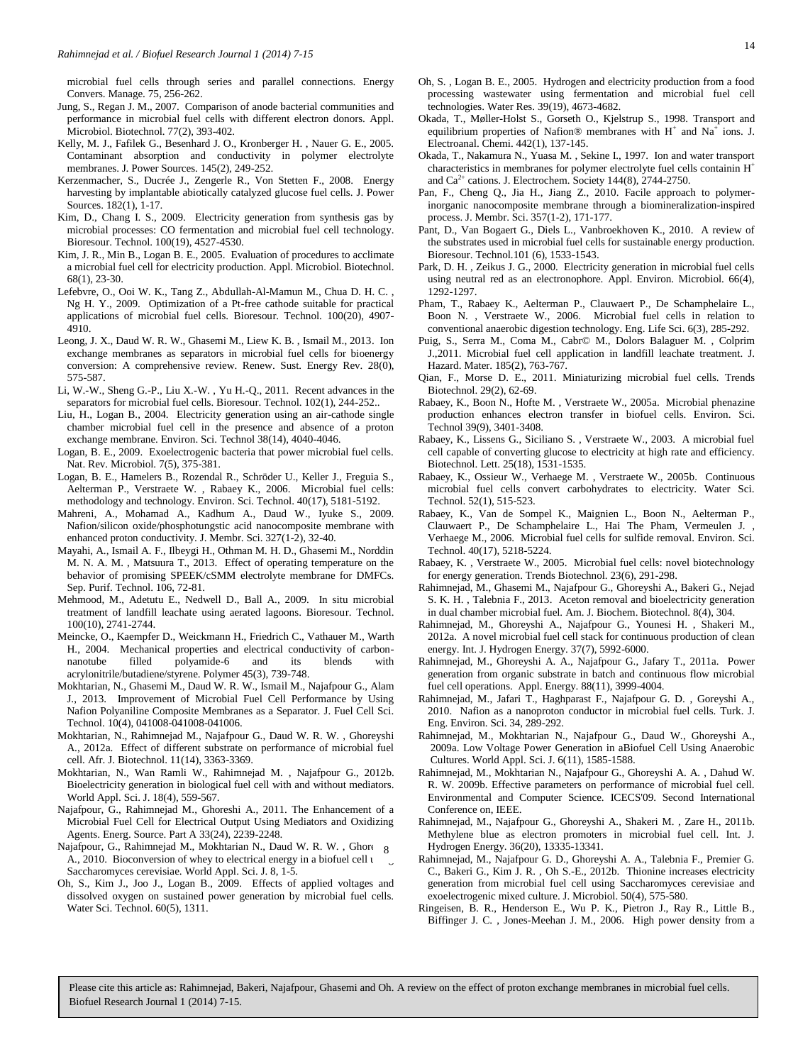microbial fuel cells through series and parallel connections. Energy Convers. Manage. 75, 256-262.

Jung, S., Regan J. M., 2007. Comparison of anode bacterial communities and performance in microbial fuel cells with different electron donors. Appl. Microbiol. Biotechnol. 77(2), 393-402.

Kelly, M. J., Fafilek G., Besenhard J. O., Kronberger H. , Nauer G. E., 2005. Contaminant absorption and conductivity in polymer electrolyte membranes. J. Power Sources. 145(2), 249-252.

Kerzenmacher, S., Ducrée J., Zengerle R., Von Stetten F., 2008. Energy harvesting by implantable abiotically catalyzed glucose fuel cells. J. Power Sources. 182(1), 1-17.

Kim, D., Chang I. S., 2009. Electricity generation from synthesis gas by microbial processes: CO fermentation and microbial fuel cell technology. Bioresour. Technol. 100(19), 4527-4530.

Kim, J. R., Min B., Logan B. E., 2005. Evaluation of procedures to acclimate a microbial fuel cell for electricity production. Appl. Microbiol. Biotechnol. 68(1), 23-30.

Lefebvre, O., Ooi W. K., Tang Z., Abdullah-Al-Mamun M., Chua D. H. C. , Ng H. Y., 2009. Optimization of a Pt-free cathode suitable for practical applications of microbial fuel cells. Bioresour. Technol. 100(20), 4907-4910.

Leong, J. X., Daud W. R. W., Ghasemi M., Liew K. B. , Ismail M., 2013. Ion exchange membranes as separators in microbial fuel cells for bioenergy conversion: A comprehensive review. Renew. Sust. Energy Rev. 28(0), 575-587.

Li, W.-W., Sheng G.-P., Liu X.-W. , Yu H.-Q., 2011. Recent advances in the separators for microbial fuel cells. Bioresour. Technol. 102(1), 244-252..

Liu, H., Logan B., 2004. Electricity generation using an air-cathode single chamber microbial fuel cell in the presence and absence of a proton exchange membrane. Environ. Sci. Technol 38(14), 4040-4046.

Logan, B. E., 2009. Exoelectrogenic bacteria that power microbial fuel cells. Nat. Rev. Microbiol. 7(5), 375-381.

Logan, B. E., Hamelers B., Rozendal R., Schröder U., Keller J., Freguia S., Aelterman P., Verstraete W. , Rabaey K., 2006. Microbial fuel cells: methodology and technology. Environ. Sci. Technol. 40(17), 5181-5192.

Mahreni, A., Mohamad A., Kadhum A., Daud W., Iyuke S., 2009. Nafion/silicon oxide/phosphotungstic acid nanocomposite membrane with enhanced proton conductivity. J. Membr. Sci. 327(1-2), 32-40.

Mayahi, A., Ismail A. F., Ilbeygi H., Othman M. H. D., Ghasemi M., Norddin M. N. A. M. , Matsuura T., 2013. Effect of operating temperature on the behavior of promising SPEEK/cSMM electrolyte membrane for DMFCs. Sep. Purif. Technol. 106, 72-81.

Mehmood, M., Adetutu E., Nedwell D., Ball A., 2009. In situ microbial treatment of landfill leachate using aerated lagoons. Bioresour. Technol. 100(10), 2741-2744.

Meincke, O., Kaempfer D., Weickmann H., Friedrich C., Vathauer M., Warth H., 2004. Mechanical properties and electrical conductivity of carbon-nanotube filled polyamide-6 and its blends with acrylonitrile/butadiene/styrene. Polymer 45(3), 739-748.

Mokhtarian, N., Ghasemi M., Daud W. R. W., Ismail M., Najafpour G., Alam J., 2013. Improvement of Microbial Fuel Cell Performance by Using Nafion Polyaniline Composite Membranes as a Separator. J. Fuel Cell Sci. Technol. 10(4), 041008-041008-041006.

Mokhtarian, N., Rahimnejad M., Najafpour G., Daud W. R. W. , Ghoreyshi A., 2012a. Effect of different substrate on performance of microbial fuel cell. Afr. J. Biotechnol. 11(14), 3363-3369.

Mokhtarian, N., Wan Ramli W., Rahimnejad M. , Najafpour G., 2012b. Bioelectricity generation in biological fuel cell with and without mediators. World Appl. Sci. J. 18(4), 559-567.

Najafpour, G., Rahimnejad M., Ghoreshi A., 2011. The Enhancement of a Microbial Fuel Cell for Electrical Output Using Mediators and Oxidizing Agents. Energ. Source. Part A 33(24), 2239-2248.

Najafpour, G., Rahimnejad M., Mokhtarian N., Daud W. R. W. , Ghoreyshi A., 2010. Bioconversion of whey to electrical energy in a biofuel cell using Saccharomyces cerevisiae. World Appl. Sci. J. 8, 1-5.

Oh, S., Kim J., Joo J., Logan B., 2009. Effects of applied voltages and dissolved oxygen on sustained power generation by microbial fuel cells. Water Sci. Technol. 60(5), 1311.

Oh, S. , Logan B. E., 2005. Hydrogen and electricity production from a food processing wastewater using fermentation and microbial fuel cell technologies. Water Res. 39(19), 4673-4682.

Okada, T., Møller-Holst S., Gorseth O., Kjelstrup S., 1998. Transport and equilibrium properties of Nafion® membranes with $H^+$ and $Na^+$ ions. J. Electroanal. Chemi. 442(1), 137-145.

Okada, T., Nakamura N., Yuasa M. , Sekine I., 1997. Ion and water transport characteristics in membranes for polymer electrolyte fuel cells containin $H^+$ and $Ca^{2+}$ cations. J. Electrochem. Society 144(8), 2744-2750.

Pan, F., Cheng Q., Jia H., Jiang Z., 2010. Facile approach to polymer-inorganic nanocomposite membrane through a biomineralization-inspired process. J. Membr. Sci. 357(1-2), 171-177.

Pant, D., Van Bogaert G., Diels L., Vanbroekhoven K., 2010. A review of the substrates used in microbial fuel cells for sustainable energy production. Bioresour. Technol.101 (6), 1533-1543.

Park, D. H. , Zeikus J. G., 2000. Electricity generation in microbial fuel cells using neutral red as an electronophore. Appl. Environ. Microbiol. 66(4), 1292-1297.

Pham, T., Rabaey K., Aelterman P., Clauwaert P., De Schamphelaire L., Boon N. , Verstraete W., 2006. Microbial fuel cells in relation to conventional anaerobic digestion technology. Eng. Life Sci. 6(3), 285-292.

Puig, S., Serra M., Coma M., Cabr© M., Dolors Balaguer M. , Colprim J.,2011. Microbial fuel cell application in landfill leachate treatment. J. Hazard. Mater. 185(2), 763-767.

Qian, F., Morse D. E., 2011. Miniaturizing microbial fuel cells. Trends Biotechnol. 29(2), 62-69.

Rabaey, K., Boon N., Hofte M. , Verstraete W., 2005a. Microbial phenazine production enhances electron transfer in biofuel cells. Environ. Sci. Technol 39(9), 3401-3408.

Rabaey, K., Lissens G., Siciliano S. , Verstraete W., 2003. A microbial fuel cell capable of converting glucose to electricity at high rate and efficiency. Biotechnol. Lett. 25(18), 1531-1535.

Rabaey, K., Ossieur W., Verhaege M. , Verstraete W., 2005b. Continuous microbial fuel cells convert carbohydrates to electricity. Water Sci. Technol. 52(1), 515-523.

Rabaey, K., Van de Sompel K., Maignien L., Boon N., Aelterman P., Clauwaert P., De Schamphelaire L., Hai The Pham, Vermeulen J. , Verhaege M., 2006. Microbial fuel cells for sulfide removal. Environ. Sci. Technol. 40(17), 5218-5224.

Rabaey, K. , Verstraete W., 2005. Microbial fuel cells: novel biotechnology for energy generation. Trends Biotechnol. 23(6), 291-298.

Rahimnejad, M., Ghasemi M., Najafpour G., Ghoreyshi A., Bakeri G., Nejad S. K. H. , Talebnia F., 2013. Aceton removal and bioelectricity generation in dual chamber microbial fuel. Am. J. Biochem. Biotechnol. 8(4), 304.

Rahimnejad, M., Ghoreyshi A., Najafpour G., Younesi H. , Shakeri M., 2012a. A novel microbial fuel cell stack for continuous production of clean energy. Int. J. Hydrogen Energy. 37(7), 5992-6000.

Rahimnejad, M., Ghoreyshi A. A., Najafpour G., Jafary T., 2011a. Power generation from organic substrate in batch and continuous flow microbial fuel cell operations. Appl. Energy. 88(11), 3999-4004.

Rahimnejad, M., Jafari T., Haghparast F., Najafpour G. D. , Goreyshi A., 2010. Nafion as a nanoproton conductor in microbial fuel cells. Turk. J. Eng. Environ. Sci. 34, 289-292.

Rahimnejad, M., Mokhtarian N., Najafpour G., Daud W., Ghoreyshi A., 2009a. Low Voltage Power Generation in aBiofuel Cell Using Anaerobic Cultures. World Appl. Sci. J. 6(11), 1585-1588.

Rahimnejad, M., Mokhtarian N., Najafpour G., Ghoreyshi A. A. , Dahud W. R. W. 2009b. Effective parameters on performance of microbial fuel cell. Environmental and Computer Science. ICECS'09. Second International Conference on, IEEE.

Rahimnejad, M., Najafpour G., Ghoreyshi A., Shakeri M. , Zare H., 2011b. Methylene blue as electron promoters in microbial fuel cell. Int. J. Hydrogen Energy. 36(20), 13335-13341.

Rahimnejad, M., Najafpour G. D., Ghoreyshi A. A., Talebnia F., Premier G. C., Bakeri G., Kim J. R. , Oh S.-E., 2012b. Thionine increases electricity generation from microbial fuel cell using Saccharomyces cerevisiae and exoelectrogenic mixed culture. J. Microbiol. 50(4), 575-580.

Ringeisen, B. R., Henderson E., Wu P. K., Pietron J., Ray R., Little B., Biffinger J. C. , Jones-Meehan J. M., 2006. High power density from a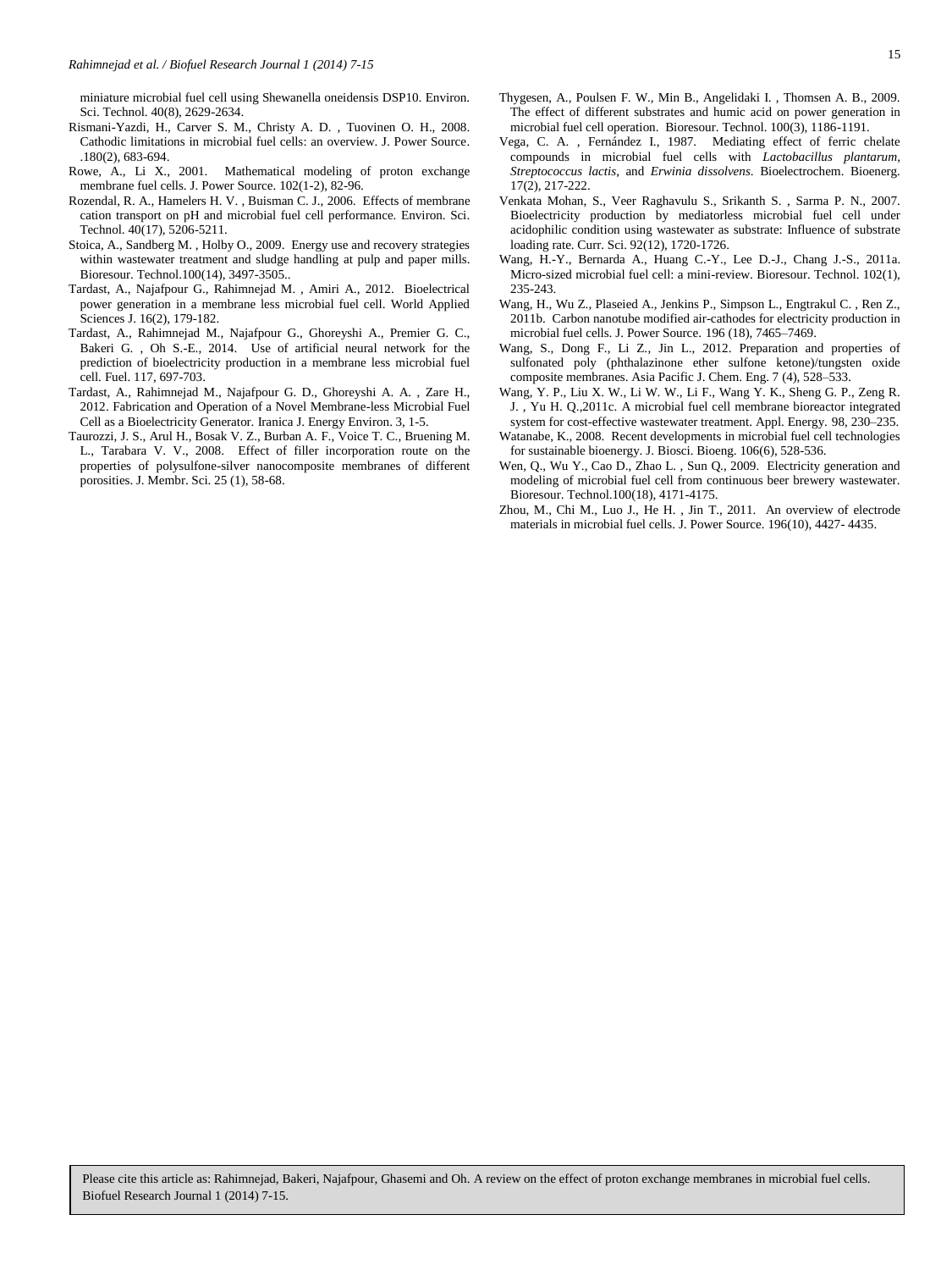miniature microbial fuel cell using Shewanella oneidensis DSP10. Environ. Sci. Technol. 40(8), 2629-2634.

Rismani-Yazdi, H., Carver S. M., Christy A. D. , Tuovinen O. H., 2008. Cathodic limitations in microbial fuel cells: an overview. J. Power Source. .180(2), 683-694.

Rowe, A., Li X., 2001. Mathematical modeling of proton exchange membrane fuel cells. J. Power Source. 102(1-2), 82-96.

Rozendal, R. A., Hamelers H. V. , Buisman C. J., 2006. Effects of membrane cation transport on pH and microbial fuel cell performance. Environ. Sci. Technol. 40(17), 5206-5211.

Stoica, A., Sandberg M. , Holby O., 2009. Energy use and recovery strategies within wastewater treatment and sludge handling at pulp and paper mills. Bioresour. Technol.100(14), 3497-3505..

Tardast, A., Najafpour G., Rahimnejad M. , Amiri A., 2012. Bioelectrical power generation in a membrane less microbial fuel cell. World Applied Sciences J. 16(2), 179-182.

Tardast, A., Rahimnejad M., Najafpour G., Ghoreyshi A., Premier G. C., Bakeri G. , Oh S.-E., 2014. Use of artificial neural network for the prediction of bioelectricity production in a membrane less microbial fuel cell. Fuel. 117, 697-703.

Tardast, A., Rahimnejad M., Najafpour G. D., Ghoreyshi A. A. , Zare H., 2012. Fabrication and Operation of a Novel Membrane-less Microbial Fuel Cell as a Bioelectricity Generator. Iranica J. Energy Environ. 3, 1-5.

Taurozzi, J. S., Arul H., Bosak V. Z., Burban A. F., Voice T. C., Bruening M. L., Tarabara V. V., 2008. Effect of filler incorporation route on the properties of polysulfone-silver nanocomposite membranes of different porosities. J. Membr. Sci. 25 (1), 58-68.

Thygesen, A., Poulsen F. W., Min B., Angelidaki I. , Thomsen A. B., 2009. The effect of different substrates and humic acid on power generation in microbial fuel cell operation. Bioresour. Technol. 100(3), 1186-1191.

Vega, C. A. , Fernández I., 1987. Mediating effect of ferric chelate compounds in microbial fuel cells with *Lactobacillus plantarum*, *Streptococcus lactis*, and *Erwinia dissolvens*. Bioelectrochem. Bioenerg. 17(2), 217-222.

Venkata Mohan, S., Veer Raghavulu S., Srikanth S. , Sarma P. N., 2007. Bioelectricity production by mediatorless microbial fuel cell under acidophilic condition using wastewater as substrate: Influence of substrate loading rate. Curr. Sci. 92(12), 1720-1726.

Wang, H.-Y., Bernarda A., Huang C.-Y., Lee D.-J., Chang J.-S., 2011a. Micro-sized microbial fuel cell: a mini-review. Bioresour. Technol. 102(1), 235-243.

Wang, H., Wu Z., Plaseied A., Jenkins P., Simpson L., Engtrakul C. , Ren Z., 2011b. Carbon nanotube modified air-cathodes for electricity production in microbial fuel cells. J. Power Source. 196 (18), 7465–7469.

Wang, S., Dong F., Li Z., Jin L., 2012. Preparation and properties of sulfonated poly (phthalazinone ether sulfone ketone)/tungsten oxide composite membranes. Asia Pacific J. Chem. Eng. 7 (4), 528–533.

Wang, Y. P., Liu X. W., Li W. W., Li F., Wang Y. K., Sheng G. P., Zeng R. J. , Yu H. Q.,2011c. A microbial fuel cell membrane bioreactor integrated system for cost-effective wastewater treatment. Appl. Energy. 98, 230–235.

Watanabe, K., 2008. Recent developments in microbial fuel cell technologies for sustainable bioenergy. J. Biosci. Bioeng. 106(6), 528-536.

Wen, Q., Wu Y., Cao D., Zhao L. , Sun Q., 2009. Electricity generation and modeling of microbial fuel cell from continuous beer brewery wastewater. Bioresour. Technol.100(18), 4171-4175.

Zhou, M., Chi M., Luo J., He H. , Jin T., 2011. An overview of electrode materials in microbial fuel cells. J. Power Source. 196(10), 4427- 4435.

Please cite this article as: Rahimnejad, Bakeri, Najafpour, Ghasemi and Oh. A review on the effect of proton exchange membranes in microbial fuel cells. Biofuel Research Journal 1 (2014) 7-15.